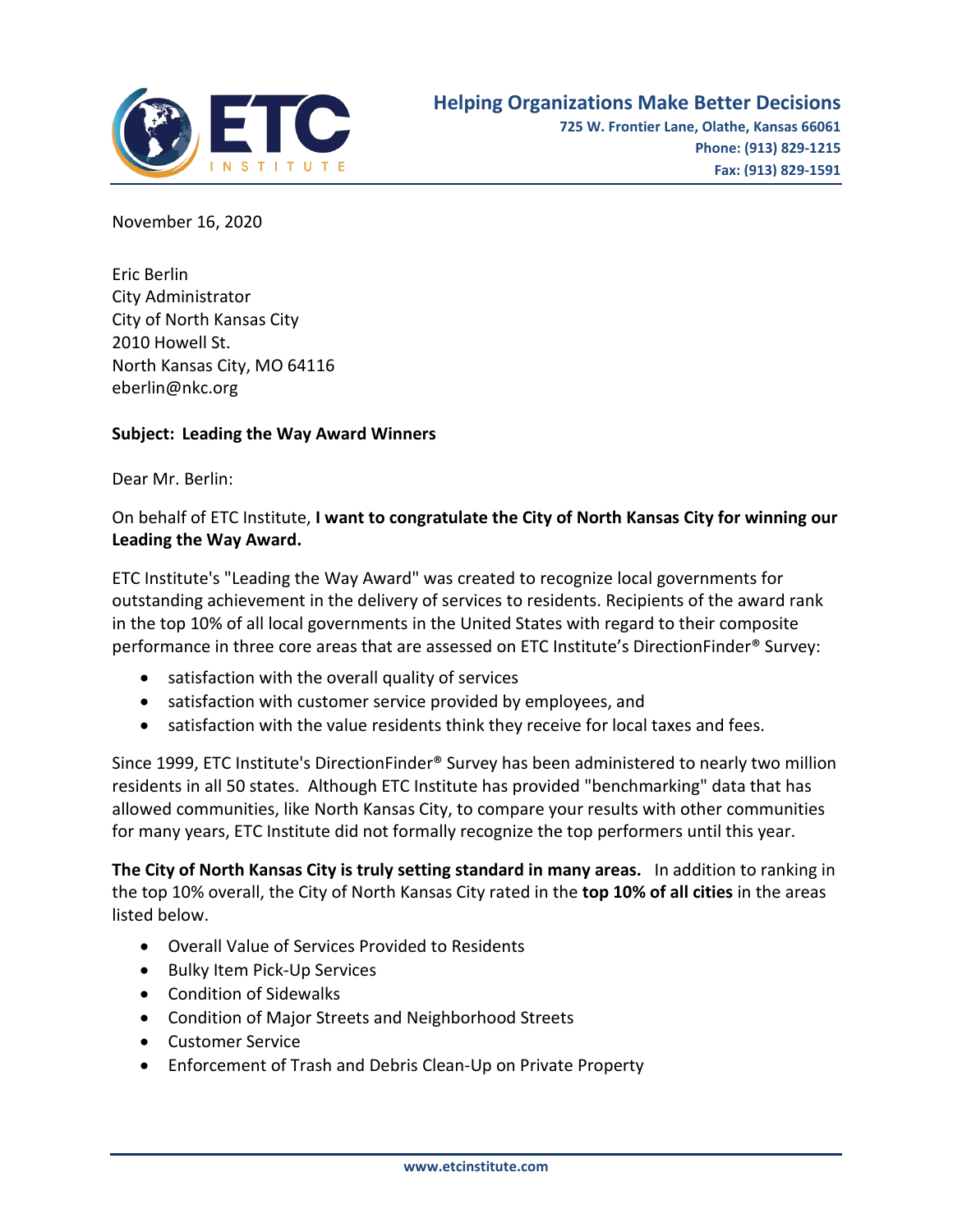**Helping Organizations Make Better Decisions**
**725 W. Frontier Lane, Olathe, Kansas 66061**
**Phone: (913) 829-1215**
**Fax: (913) 829-1591**

November 16, 2020

Eric Berlin
City Administrator
City of North Kansas City
2010 Howell St.
North Kansas City, MO 64116
eberlin@nkc.org

**Subject: Leading the Way Award Winners**

Dear Mr. Berlin:

On behalf of ETC Institute, **I want to congratulate the City of North Kansas City for winning our Leading the Way Award.**

ETC Institute's "Leading the Way Award" was created to recognize local governments for outstanding achievement in the delivery of services to residents. Recipients of the award rank in the top 10% of all local governments in the United States with regard to their composite performance in three core areas that are assessed on ETC Institute's DirectionFinder® Survey:

- satisfaction with the overall quality of services
- satisfaction with customer service provided by employees, and
- satisfaction with the value residents think they receive for local taxes and fees.

Since 1999, ETC Institute's DirectionFinder® Survey has been administered to nearly two million residents in all 50 states. Although ETC Institute has provided "benchmarking" data that has allowed communities, like North Kansas City, to compare your results with other communities for many years, ETC Institute did not formally recognize the top performers until this year.

**The City of North Kansas City is truly setting standard in many areas.** In addition to ranking in the top 10% overall, the City of North Kansas City rated in the **top 10% of all cities** in the areas listed below.

- Overall Value of Services Provided to Residents
- Bulky Item Pick-Up Services
- Condition of Sidewalks
- Condition of Major Streets and Neighborhood Streets
- Customer Service
- Enforcement of Trash and Debris Clean-Up on Private Property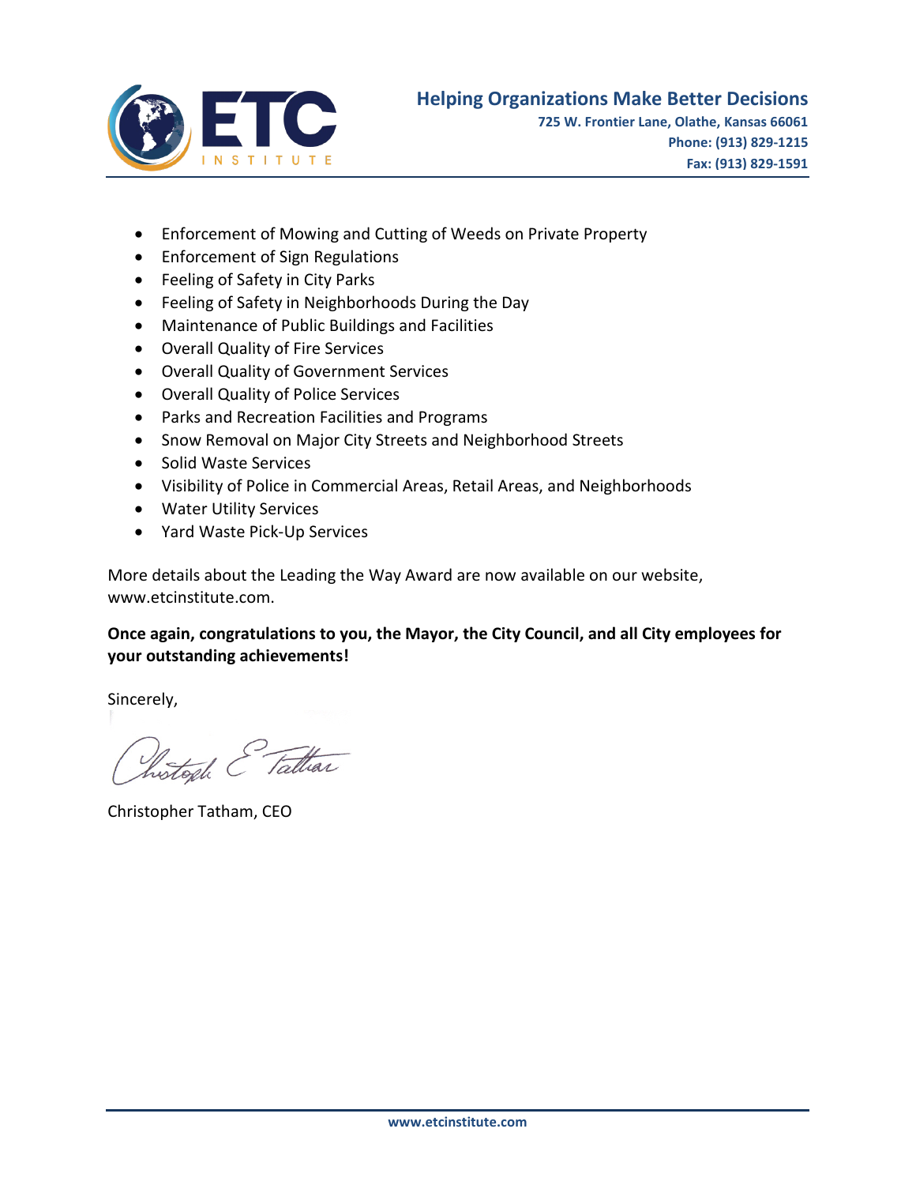- Enforcement of Mowing and Cutting of Weeds on Private Property
- Enforcement of Sign Regulations
- Feeling of Safety in City Parks
- Feeling of Safety in Neighborhoods During the Day
- Maintenance of Public Buildings and Facilities
- Overall Quality of Fire Services
- Overall Quality of Government Services
- Overall Quality of Police Services
- Parks and Recreation Facilities and Programs
- Snow Removal on Major City Streets and Neighborhood Streets
- Solid Waste Services
- Visibility of Police in Commercial Areas, Retail Areas, and Neighborhoods
- Water Utility Services
- Yard Waste Pick-Up Services

More details about the Leading the Way Award are now available on our website, www.etcinstitute.com.

**Once again, congratulations to you, the Mayor, the City Council, and all City employees for your outstanding achievements!**

Sincerely,

Christopher Tatham, CEO